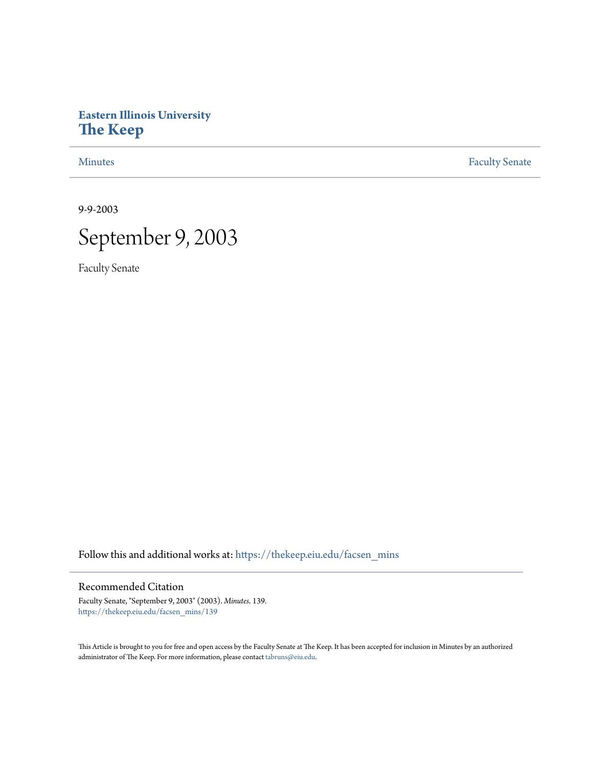Eastern Illinois University
# The Keep

Minutes | Faculty Senate

9-9-2003

# September 9, 2003

Faculty Senate

Follow this and additional works at: https://thekeep.eiu.edu/facsen_mins

## Recommended Citation

Faculty Senate, "September 9, 2003" (2003). *Minutes*. 139.
https://thekeep.eiu.edu/facsen_mins/139

This Article is brought to you for free and open access by the Faculty Senate at The Keep. It has been accepted for inclusion in Minutes by an authorized administrator of The Keep. For more information, please contact tabruns@eiu.edu.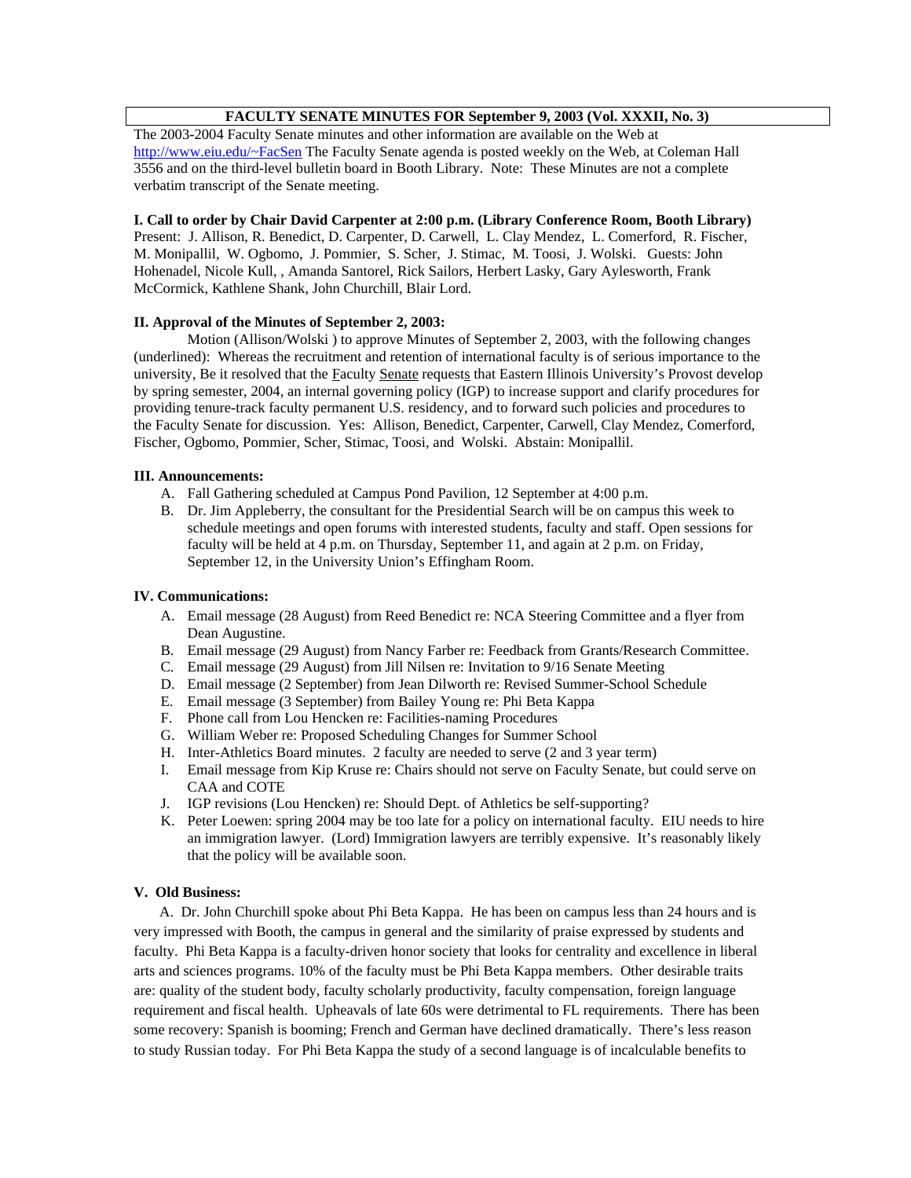**FACULTY SENATE MINUTES FOR September 9, 2003 (Vol. XXXII, No. 3)**

The 2003-2004 Faculty Senate minutes and other information are available on the Web at http://www.eiu.edu/~FacSen The Faculty Senate agenda is posted weekly on the Web, at Coleman Hall 3556 and on the third-level bulletin board in Booth Library. Note: These Minutes are not a complete verbatim transcript of the Senate meeting.

**I. Call to order by Chair David Carpenter at 2:00 p.m. (Library Conference Room, Booth Library)**

Present: J. Allison, R. Benedict, D. Carpenter, D. Carwell, L. Clay Mendez, L. Comerford, R. Fischer, M. Monipallil, W. Ogbomo, J. Pommier, S. Scher, J. Stimac, M. Toosi, J. Wolski. Guests: John Hohenadel, Nicole Kull, , Amanda Santorel, Rick Sailors, Herbert Lasky, Gary Aylesworth, Frank McCormick, Kathlene Shank, John Churchill, Blair Lord.

**II. Approval of the Minutes of September 2, 2003:**

Motion (Allison/Wolski ) to approve Minutes of September 2, 2003, with the following changes (underlined): Whereas the recruitment and retention of international faculty is of serious importance to the university, Be it resolved that the Faculty Senate requests that Eastern Illinois University's Provost develop by spring semester, 2004, an internal governing policy (IGP) to increase support and clarify procedures for providing tenure-track faculty permanent U.S. residency, and to forward such policies and procedures to the Faculty Senate for discussion. Yes: Allison, Benedict, Carpenter, Carwell, Clay Mendez, Comerford, Fischer, Ogbomo, Pommier, Scher, Stimac, Toosi, and Wolski. Abstain: Monipallil.

**III. Announcements:**

A. Fall Gathering scheduled at Campus Pond Pavilion, 12 September at 4:00 p.m.
B. Dr. Jim Appleberry, the consultant for the Presidential Search will be on campus this week to schedule meetings and open forums with interested students, faculty and staff. Open sessions for faculty will be held at 4 p.m. on Thursday, September 11, and again at 2 p.m. on Friday, September 12, in the University Union's Effingham Room.

**IV. Communications:**

A. Email message (28 August) from Reed Benedict re: NCA Steering Committee and a flyer from Dean Augustine.
B. Email message (29 August) from Nancy Farber re: Feedback from Grants/Research Committee.
C. Email message (29 August) from Jill Nilsen re: Invitation to 9/16 Senate Meeting
D. Email message (2 September) from Jean Dilworth re: Revised Summer-School Schedule
E. Email message (3 September) from Bailey Young re: Phi Beta Kappa
F. Phone call from Lou Hencken re: Facilities-naming Procedures
G. William Weber re: Proposed Scheduling Changes for Summer School
H. Inter-Athletics Board minutes. 2 faculty are needed to serve (2 and 3 year term)
I. Email message from Kip Kruse re: Chairs should not serve on Faculty Senate, but could serve on CAA and COTE
J. IGP revisions (Lou Hencken) re: Should Dept. of Athletics be self-supporting?
K. Peter Loewen: spring 2004 may be too late for a policy on international faculty. EIU needs to hire an immigration lawyer. (Lord) Immigration lawyers are terribly expensive. It's reasonably likely that the policy will be available soon.

**V. Old Business:**

A. Dr. John Churchill spoke about Phi Beta Kappa. He has been on campus less than 24 hours and is very impressed with Booth, the campus in general and the similarity of praise expressed by students and faculty. Phi Beta Kappa is a faculty-driven honor society that looks for centrality and excellence in liberal arts and sciences programs. 10% of the faculty must be Phi Beta Kappa members. Other desirable traits are: quality of the student body, faculty scholarly productivity, faculty compensation, foreign language requirement and fiscal health. Upheavals of late 60s were detrimental to FL requirements. There has been some recovery: Spanish is booming; French and German have declined dramatically. There's less reason to study Russian today. For Phi Beta Kappa the study of a second language is of incalculable benefits to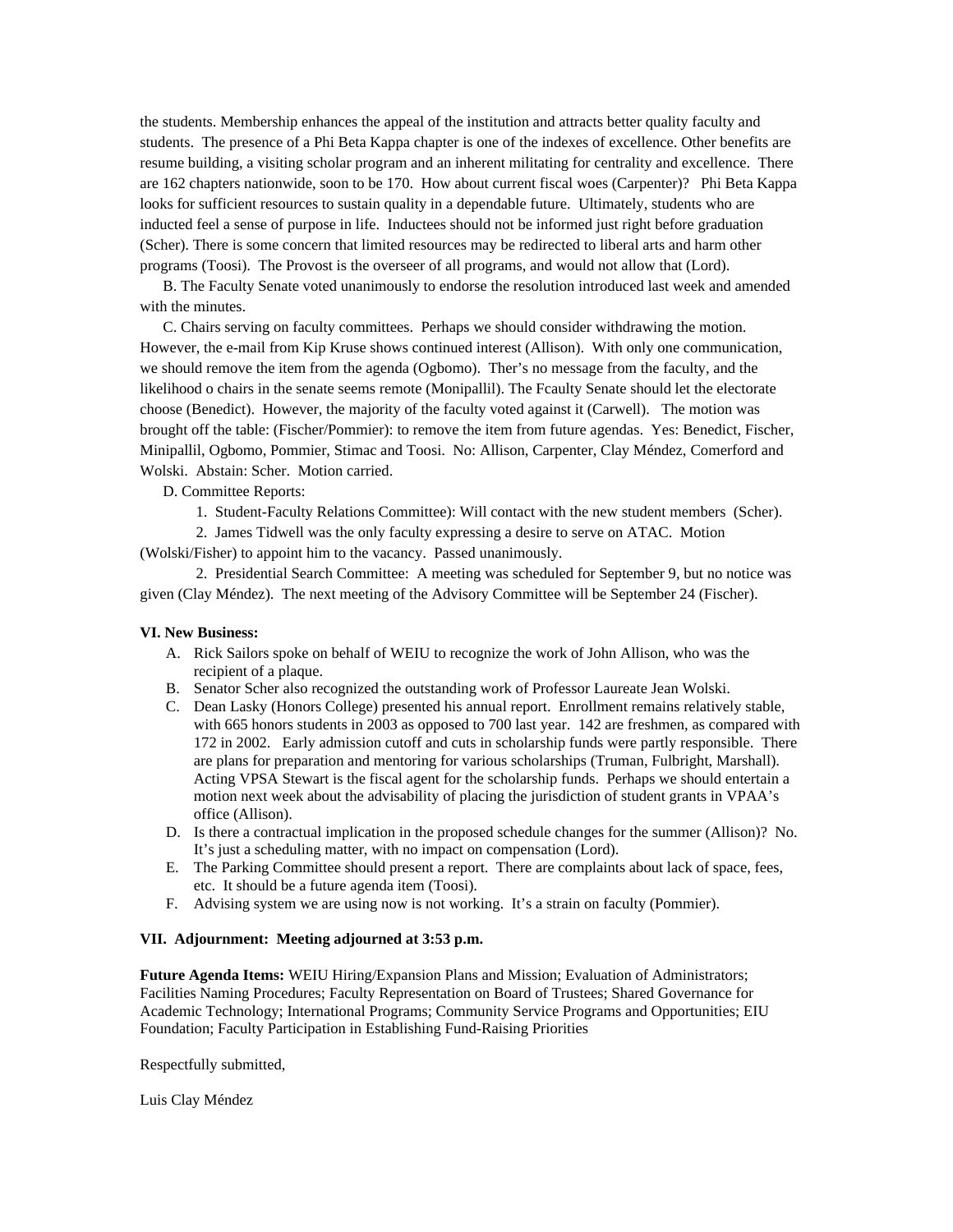the students. Membership enhances the appeal of the institution and attracts better quality faculty and students. The presence of a Phi Beta Kappa chapter is one of the indexes of excellence. Other benefits are resume building, a visiting scholar program and an inherent militating for centrality and excellence. There are 162 chapters nationwide, soon to be 170. How about current fiscal woes (Carpenter)? Phi Beta Kappa looks for sufficient resources to sustain quality in a dependable future. Ultimately, students who are inducted feel a sense of purpose in life. Inductees should not be informed just right before graduation (Scher). There is some concern that limited resources may be redirected to liberal arts and harm other programs (Toosi). The Provost is the overseer of all programs, and would not allow that (Lord).

B. The Faculty Senate voted unanimously to endorse the resolution introduced last week and amended with the minutes.

C. Chairs serving on faculty committees. Perhaps we should consider withdrawing the motion. However, the e-mail from Kip Kruse shows continued interest (Allison). With only one communication, we should remove the item from the agenda (Ogbomo). Ther's no message from the faculty, and the likelihood o chairs in the senate seems remote (Monipallil). The Fcaulty Senate should let the electorate choose (Benedict). However, the majority of the faculty voted against it (Carwell). The motion was brought off the table: (Fischer/Pommier): to remove the item from future agendas. Yes: Benedict, Fischer, Minipallil, Ogbomo, Pommier, Stimac and Toosi. No: Allison, Carpenter, Clay Méndez, Comerford and Wolski. Abstain: Scher. Motion carried.

D. Committee Reports:

1. Student-Faculty Relations Committee): Will contact with the new student members (Scher).

2. James Tidwell was the only faculty expressing a desire to serve on ATAC. Motion (Wolski/Fisher) to appoint him to the vacancy. Passed unanimously.

2. Presidential Search Committee: A meeting was scheduled for September 9, but no notice was given (Clay Méndez). The next meeting of the Advisory Committee will be September 24 (Fischer).

**VI. New Business:**

A. Rick Sailors spoke on behalf of WEIU to recognize the work of John Allison, who was the recipient of a plaque.
B. Senator Scher also recognized the outstanding work of Professor Laureate Jean Wolski.
C. Dean Lasky (Honors College) presented his annual report. Enrollment remains relatively stable, with 665 honors students in 2003 as opposed to 700 last year. 142 are freshmen, as compared with 172 in 2002. Early admission cutoff and cuts in scholarship funds were partly responsible. There are plans for preparation and mentoring for various scholarships (Truman, Fulbright, Marshall). Acting VPSA Stewart is the fiscal agent for the scholarship funds. Perhaps we should entertain a motion next week about the advisability of placing the jurisdiction of student grants in VPAA's office (Allison).
D. Is there a contractual implication in the proposed schedule changes for the summer (Allison)? No. It's just a scheduling matter, with no impact on compensation (Lord).
E. The Parking Committee should present a report. There are complaints about lack of space, fees, etc. It should be a future agenda item (Toosi).
F. Advising system we are using now is not working. It's a strain on faculty (Pommier).

**VII. Adjournment: Meeting adjourned at 3:53 p.m.**

**Future Agenda Items:** WEIU Hiring/Expansion Plans and Mission; Evaluation of Administrators; Facilities Naming Procedures; Faculty Representation on Board of Trustees; Shared Governance for Academic Technology; International Programs; Community Service Programs and Opportunities; EIU Foundation; Faculty Participation in Establishing Fund-Raising Priorities

Respectfully submitted,

Luis Clay Méndez